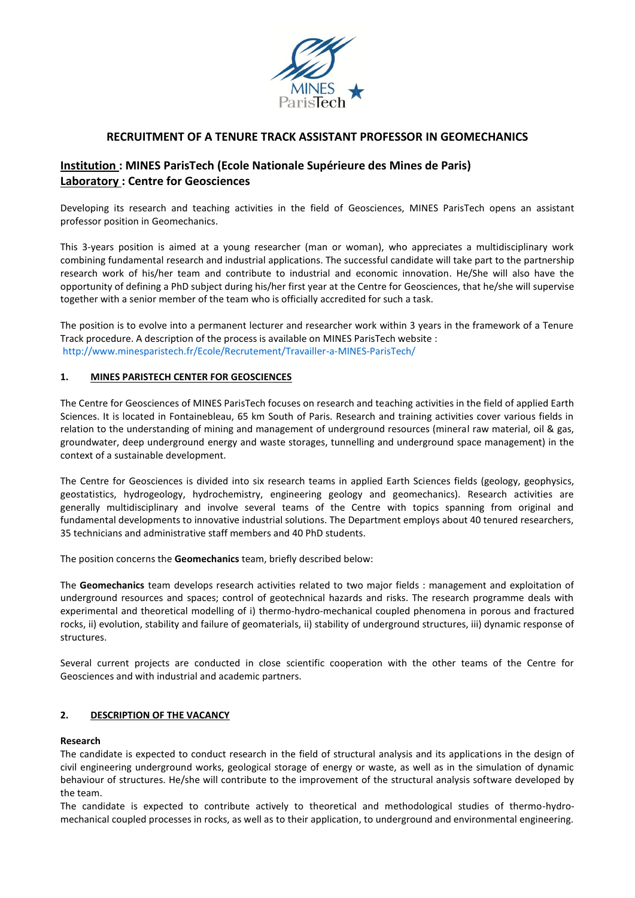# RECRUITMENT OF A TENURE TRACK ASSISTANT PROFESSOR IN GEOMECHANICS

**Institution : MINES ParisTech (Ecole Nationale Supérieure des Mines de Paris)**
**Laboratory : Centre for Geosciences**

Developing its research and teaching activities in the field of Geosciences, MINES ParisTech opens an assistant professor position in Geomechanics.

This 3-years position is aimed at a young researcher (man or woman), who appreciates a multidisciplinary work combining fundamental research and industrial applications. The successful candidate will take part to the partnership research work of his/her team and contribute to industrial and economic innovation. He/She will also have the opportunity of defining a PhD subject during his/her first year at the Centre for Geosciences, that he/she will supervise together with a senior member of the team who is officially accredited for such a task.

The position is to evolve into a permanent lecturer and researcher work within 3 years in the framework of a Tenure Track procedure. A description of the process is available on MINES ParisTech website :
http://www.minesparistech.fr/Ecole/Recrutement/Travailler-a-MINES-ParisTech/

## 1. MINES PARISTECH CENTER FOR GEOSCIENCES

The Centre for Geosciences of MINES ParisTech focuses on research and teaching activities in the field of applied Earth Sciences. It is located in Fontainebleau, 65 km South of Paris. Research and training activities cover various fields in relation to the understanding of mining and management of underground resources (mineral raw material, oil & gas, groundwater, deep underground energy and waste storages, tunnelling and underground space management) in the context of a sustainable development.

The Centre for Geosciences is divided into six research teams in applied Earth Sciences fields (geology, geophysics, geostatistics, hydrogeology, hydrochemistry, engineering geology and geomechanics). Research activities are generally multidisciplinary and involve several teams of the Centre with topics spanning from original and fundamental developments to innovative industrial solutions. The Department employs about 40 tenured researchers, 35 technicians and administrative staff members and 40 PhD students.

The position concerns the **Geomechanics** team, briefly described below:

The **Geomechanics** team develops research activities related to two major fields : management and exploitation of underground resources and spaces; control of geotechnical hazards and risks. The research programme deals with experimental and theoretical modelling of i) thermo-hydro-mechanical coupled phenomena in porous and fractured rocks, ii) evolution, stability and failure of geomaterials, ii) stability of underground structures, iii) dynamic response of structures.

Several current projects are conducted in close scientific cooperation with the other teams of the Centre for Geosciences and with industrial and academic partners.

## 2. DESCRIPTION OF THE VACANCY

**Research**

The candidate is expected to conduct research in the field of structural analysis and its applications in the design of civil engineering underground works, geological storage of energy or waste, as well as in the simulation of dynamic behaviour of structures. He/she will contribute to the improvement of the structural analysis software developed by the team.

The candidate is expected to contribute actively to theoretical and methodological studies of thermo-hydro-mechanical coupled processes in rocks, as well as to their application, to underground and environmental engineering.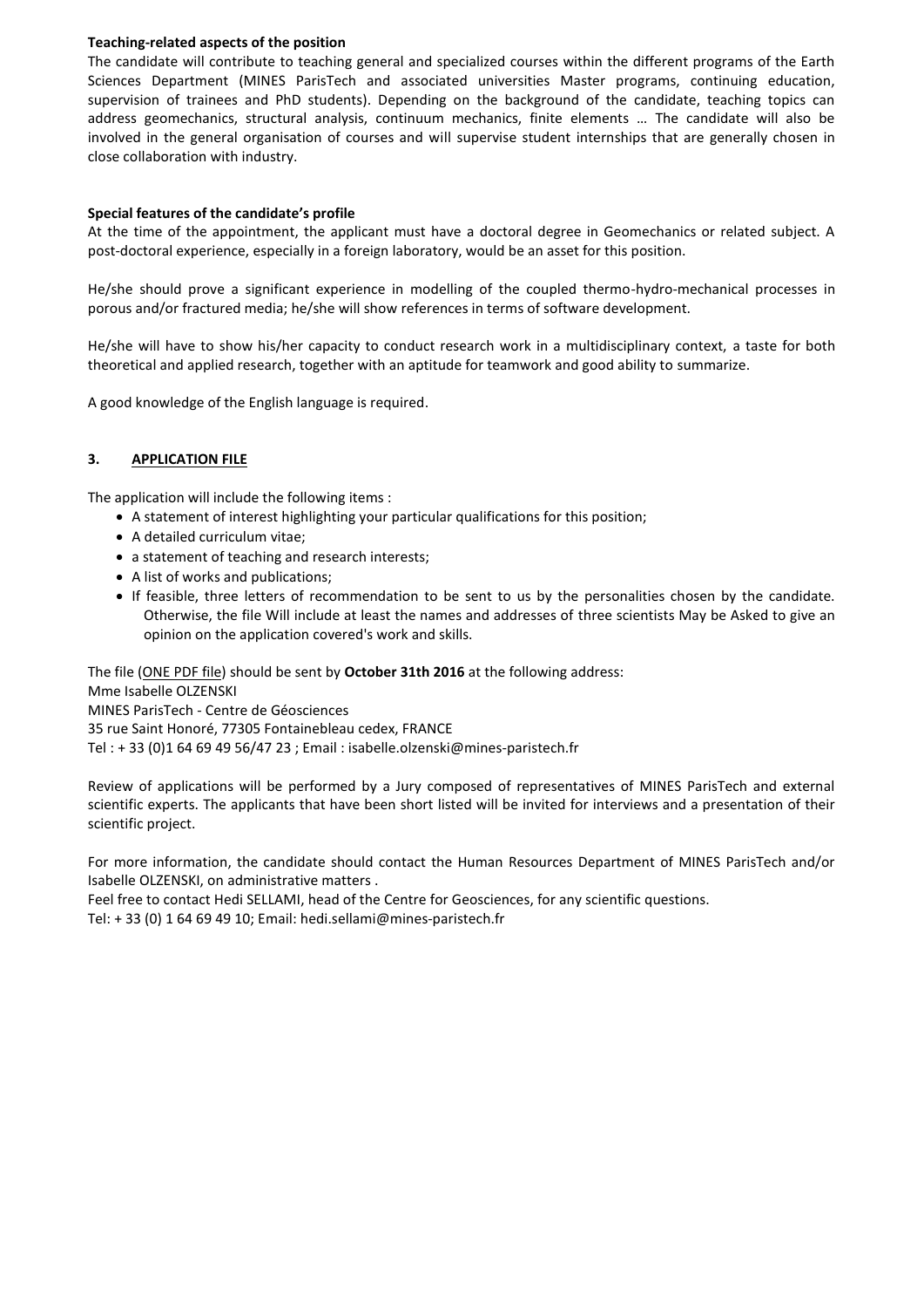**Teaching-related aspects of the position**

The candidate will contribute to teaching general and specialized courses within the different programs of the Earth Sciences Department (MINES ParisTech and associated universities Master programs, continuing education, supervision of trainees and PhD students). Depending on the background of the candidate, teaching topics can address geomechanics, structural analysis, continuum mechanics, finite elements … The candidate will also be involved in the general organisation of courses and will supervise student internships that are generally chosen in close collaboration with industry.

**Special features of the candidate's profile**

At the time of the appointment, the applicant must have a doctoral degree in Geomechanics or related subject. A post-doctoral experience, especially in a foreign laboratory, would be an asset for this position.

He/she should prove a significant experience in modelling of the coupled thermo-hydro-mechanical processes in porous and/or fractured media; he/she will show references in terms of software development.

He/she will have to show his/her capacity to conduct research work in a multidisciplinary context, a taste for both theoretical and applied research, together with an aptitude for teamwork and good ability to summarize.

A good knowledge of the English language is required.

## 3. APPLICATION FILE

The application will include the following items :

- A statement of interest highlighting your particular qualifications for this position;
- A detailed curriculum vitae;
- a statement of teaching and research interests;
- A list of works and publications;
- If feasible, three letters of recommendation to be sent to us by the personalities chosen by the candidate. Otherwise, the file Will include at least the names and addresses of three scientists May be Asked to give an opinion on the application covered's work and skills.

The file (ONE PDF file) should be sent by **October 31th 2016** at the following address:
Mme Isabelle OLZENSKI
MINES ParisTech - Centre de Géosciences
35 rue Saint Honoré, 77305 Fontainebleau cedex, FRANCE
Tel : + 33 (0)1 64 69 49 56/47 23 ; Email : isabelle.olzenski@mines-paristech.fr

Review of applications will be performed by a Jury composed of representatives of MINES ParisTech and external scientific experts. The applicants that have been short listed will be invited for interviews and a presentation of their scientific project.

For more information, the candidate should contact the Human Resources Department of MINES ParisTech and/or Isabelle OLZENSKI, on administrative matters .
Feel free to contact Hedi SELLAMI, head of the Centre for Geosciences, for any scientific questions.
Tel: + 33 (0) 1 64 69 49 10; Email: hedi.sellami@mines-paristech.fr